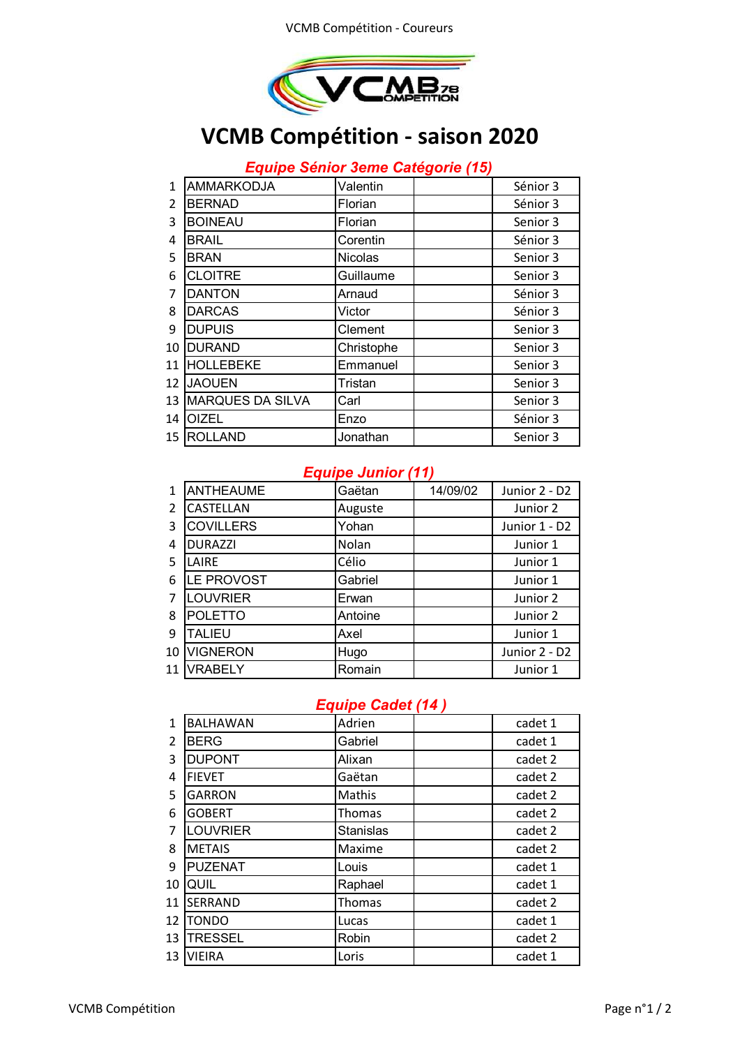# VCMB Compétition - saison 2020

## *Equipe Sénior 3eme Catégorie (15)*

| | | | | |
|---|---|---|---|---|
| 1 | AMMARKODJA | Valentin | | Sénior 3 |
| 2 | BERNAD | Florian | | Sénior 3 |
| 3 | BOINEAU | Florian | | Senior 3 |
| 4 | BRAIL | Corentin | | Sénior 3 |
| 5 | BRAN | Nicolas | | Senior 3 |
| 6 | CLOITRE | Guillaume | | Senior 3 |
| 7 | DANTON | Arnaud | | Sénior 3 |
| 8 | DARCAS | Victor | | Sénior 3 |
| 9 | DUPUIS | Clement | | Senior 3 |
| 10 | DURAND | Christophe | | Senior 3 |
| 11 | HOLLEBEKE | Emmanuel | | Senior 3 |
| 12 | JAOUEN | Tristan | | Senior 3 |
| 13 | MARQUES DA SILVA | Carl | | Senior 3 |
| 14 | OIZEL | Enzo | | Sénior 3 |
| 15 | ROLLAND | Jonathan | | Senior 3 |

## *Equipe Junior (11)*

| | | | | |
|---|---|---|---|---|
| 1 | ANTHEAUME | Gaëtan | 14/09/02 | Junior 2 - D2 |
| 2 | CASTELLAN | Auguste | | Junior 2 |
| 3 | COVILLERS | Yohan | | Junior 1 - D2 |
| 4 | DURAZZI | Nolan | | Junior 1 |
| 5 | LAIRE | Célio | | Junior 1 |
| 6 | LE PROVOST | Gabriel | | Junior 1 |
| 7 | LOUVRIER | Erwan | | Junior 2 |
| 8 | POLETTO | Antoine | | Junior 2 |
| 9 | TALIEU | Axel | | Junior 1 |
| 10 | VIGNERON | Hugo | | Junior 2 - D2 |
| 11 | VRABELY | Romain | | Junior 1 |

## *Equipe Cadet (14 )*

| | | | | |
|---|---|---|---|---|
| 1 | BALHAWAN | Adrien | | cadet 1 |
| 2 | BERG | Gabriel | | cadet 1 |
| 3 | DUPONT | Alixan | | cadet 2 |
| 4 | FIEVET | Gaëtan | | cadet 2 |
| 5 | GARRON | Mathis | | cadet 2 |
| 6 | GOBERT | Thomas | | cadet 2 |
| 7 | LOUVRIER | Stanislas | | cadet 2 |
| 8 | METAIS | Maxime | | cadet 2 |
| 9 | PUZENAT | Louis | | cadet 1 |
| 10 | QUIL | Raphael | | cadet 1 |
| 11 | SERRAND | Thomas | | cadet 2 |
| 12 | TONDO | Lucas | | cadet 1 |
| 13 | TRESSEL | Robin | | cadet 2 |
| 13 | VIEIRA | Loris | | cadet 1 |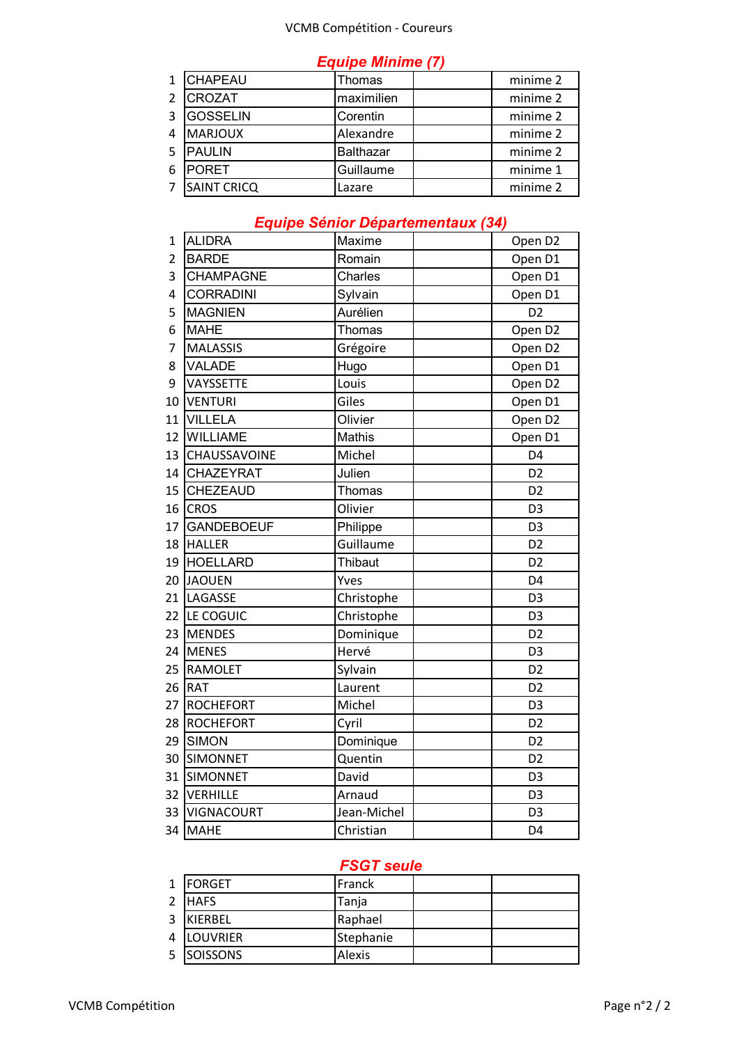## Equipe Minime (7)

| | | | | |
|---|---|---|---|---|
| 1 | CHAPEAU | Thomas | | minime 2 |
| 2 | CROZAT | maximilien | | minime 2 |
| 3 | GOSSELIN | Corentin | | minime 2 |
| 4 | MARJOUX | Alexandre | | minime 2 |
| 5 | PAULIN | Balthazar | | minime 2 |
| 6 | PORET | Guillaume | | minime 1 |
| 7 | SAINT CRICQ | Lazare | | minime 2 |

## Equipe Sénior Départementaux (34)

| | | | | |
|---|---|---|---|---|
| 1 | ALIDRA | Maxime | | Open D2 |
| 2 | BARDE | Romain | | Open D1 |
| 3 | CHAMPAGNE | Charles | | Open D1 |
| 4 | CORRADINI | Sylvain | | Open D1 |
| 5 | MAGNIEN | Aurélien | | D2 |
| 6 | MAHE | Thomas | | Open D2 |
| 7 | MALASSIS | Grégoire | | Open D2 |
| 8 | VALADE | Hugo | | Open D1 |
| 9 | VAYSSETTE | Louis | | Open D2 |
| 10 | VENTURI | Giles | | Open D1 |
| 11 | VILLELA | Olivier | | Open D2 |
| 12 | WILLIAME | Mathis | | Open D1 |
| 13 | CHAUSSAVOINE | Michel | | D4 |
| 14 | CHAZEYRAT | Julien | | D2 |
| 15 | CHEZEAUD | Thomas | | D2 |
| 16 | CROS | Olivier | | D3 |
| 17 | GANDEBOEUF | Philippe | | D3 |
| 18 | HALLER | Guillaume | | D2 |
| 19 | HOELLARD | Thibaut | | D2 |
| 20 | JAOUEN | Yves | | D4 |
| 21 | LAGASSE | Christophe | | D3 |
| 22 | LE COGUIC | Christophe | | D3 |
| 23 | MENDES | Dominique | | D2 |
| 24 | MENES | Hervé | | D3 |
| 25 | RAMOLET | Sylvain | | D2 |
| 26 | RAT | Laurent | | D2 |
| 27 | ROCHEFORT | Michel | | D3 |
| 28 | ROCHEFORT | Cyril | | D2 |
| 29 | SIMON | Dominique | | D2 |
| 30 | SIMONNET | Quentin | | D2 |
| 31 | SIMONNET | David | | D3 |
| 32 | VERHILLE | Arnaud | | D3 |
| 33 | VIGNACOURT | Jean-Michel | | D3 |
| 34 | MAHE | Christian | | D4 |

## FSGT seule

| | | | | |
|---|---|---|---|---|
| 1 | FORGET | Franck | | |
| 2 | HAFS | Tanja | | |
| 3 | KIERBEL | Raphael | | |
| 4 | LOUVRIER | Stephanie | | |
| 5 | SOISSONS | Alexis | | |